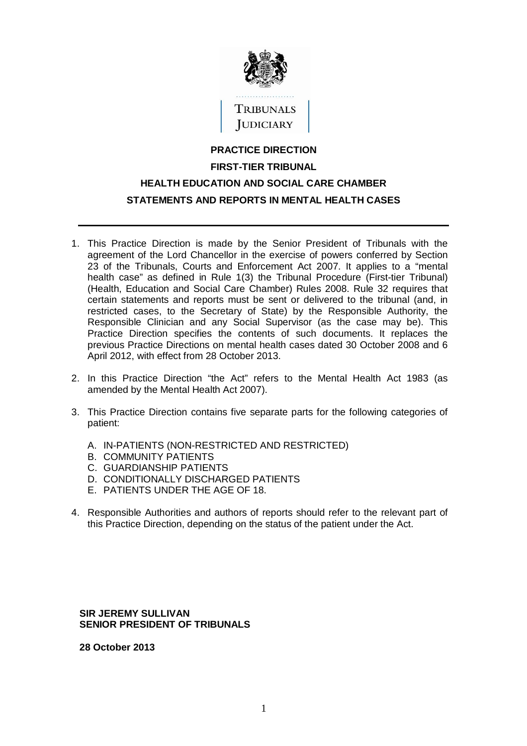TRIBUNALS JUDICIARY

# PRACTICE DIRECTION

## FIRST-TIER TRIBUNAL

## HEALTH EDUCATION AND SOCIAL CARE CHAMBER

## STATEMENTS AND REPORTS IN MENTAL HEALTH CASES

---

1. This Practice Direction is made by the Senior President of Tribunals with the agreement of the Lord Chancellor in the exercise of powers conferred by Section 23 of the Tribunals, Courts and Enforcement Act 2007. It applies to a "mental health case" as defined in Rule 1(3) the Tribunal Procedure (First-tier Tribunal) (Health, Education and Social Care Chamber) Rules 2008. Rule 32 requires that certain statements and reports must be sent or delivered to the tribunal (and, in restricted cases, to the Secretary of State) by the Responsible Authority, the Responsible Clinician and any Social Supervisor (as the case may be). This Practice Direction specifies the contents of such documents. It replaces the previous Practice Directions on mental health cases dated 30 October 2008 and 6 April 2012, with effect from 28 October 2013.

2. In this Practice Direction "the Act" refers to the Mental Health Act 1983 (as amended by the Mental Health Act 2007).

3. This Practice Direction contains five separate parts for the following categories of patient:

   A. IN-PATIENTS (NON-RESTRICTED AND RESTRICTED)
   B. COMMUNITY PATIENTS
   C. GUARDIANSHIP PATIENTS
   D. CONDITIONALLY DISCHARGED PATIENTS
   E. PATIENTS UNDER THE AGE OF 18.

4. Responsible Authorities and authors of reports should refer to the relevant part of this Practice Direction, depending on the status of the patient under the Act.

**SIR JEREMY SULLIVAN**
**SENIOR PRESIDENT OF TRIBUNALS**

**28 October 2013**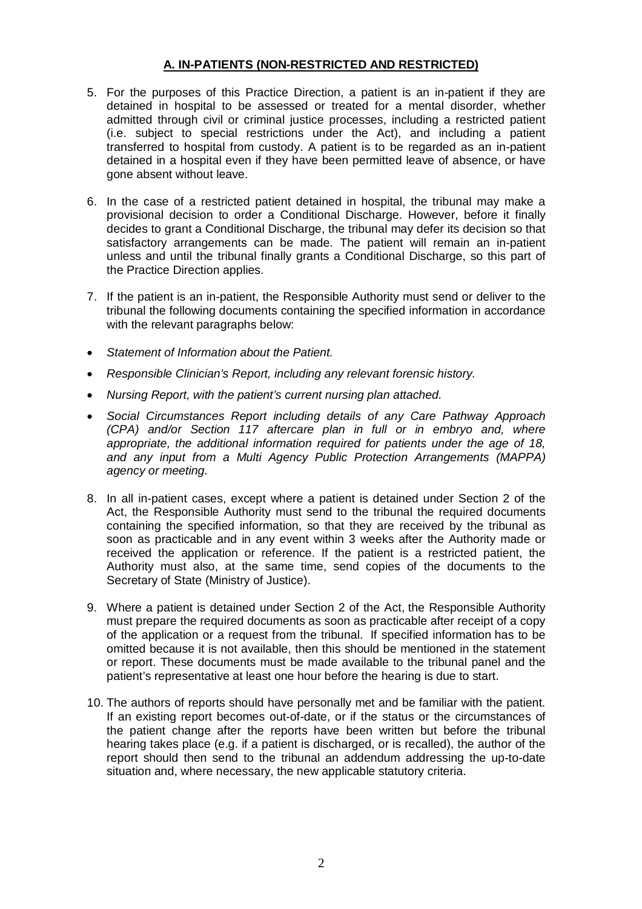## A. IN-PATIENTS (NON-RESTRICTED AND RESTRICTED)

5. For the purposes of this Practice Direction, a patient is an in-patient if they are detained in hospital to be assessed or treated for a mental disorder, whether admitted through civil or criminal justice processes, including a restricted patient (i.e. subject to special restrictions under the Act), and including a patient transferred to hospital from custody. A patient is to be regarded as an in-patient detained in a hospital even if they have been permitted leave of absence, or have gone absent without leave.

6. In the case of a restricted patient detained in hospital, the tribunal may make a provisional decision to order a Conditional Discharge. However, before it finally decides to grant a Conditional Discharge, the tribunal may defer its decision so that satisfactory arrangements can be made. The patient will remain an in-patient unless and until the tribunal finally grants a Conditional Discharge, so this part of the Practice Direction applies.

7. If the patient is an in-patient, the Responsible Authority must send or deliver to the tribunal the following documents containing the specified information in accordance with the relevant paragraphs below:

- *Statement of Information about the Patient.*
- *Responsible Clinician's Report, including any relevant forensic history.*
- *Nursing Report, with the patient's current nursing plan attached.*
- *Social Circumstances Report including details of any Care Pathway Approach (CPA) and/or Section 117 aftercare plan in full or in embryo and, where appropriate, the additional information required for patients under the age of 18, and any input from a Multi Agency Public Protection Arrangements (MAPPA) agency or meeting.*

8. In all in-patient cases, except where a patient is detained under Section 2 of the Act, the Responsible Authority must send to the tribunal the required documents containing the specified information, so that they are received by the tribunal as soon as practicable and in any event within 3 weeks after the Authority made or received the application or reference. If the patient is a restricted patient, the Authority must also, at the same time, send copies of the documents to the Secretary of State (Ministry of Justice).

9. Where a patient is detained under Section 2 of the Act, the Responsible Authority must prepare the required documents as soon as practicable after receipt of a copy of the application or a request from the tribunal. If specified information has to be omitted because it is not available, then this should be mentioned in the statement or report. These documents must be made available to the tribunal panel and the patient's representative at least one hour before the hearing is due to start.

10. The authors of reports should have personally met and be familiar with the patient. If an existing report becomes out-of-date, or if the status or the circumstances of the patient change after the reports have been written but before the tribunal hearing takes place (e.g. if a patient is discharged, or is recalled), the author of the report should then send to the tribunal an addendum addressing the up-to-date situation and, where necessary, the new applicable statutory criteria.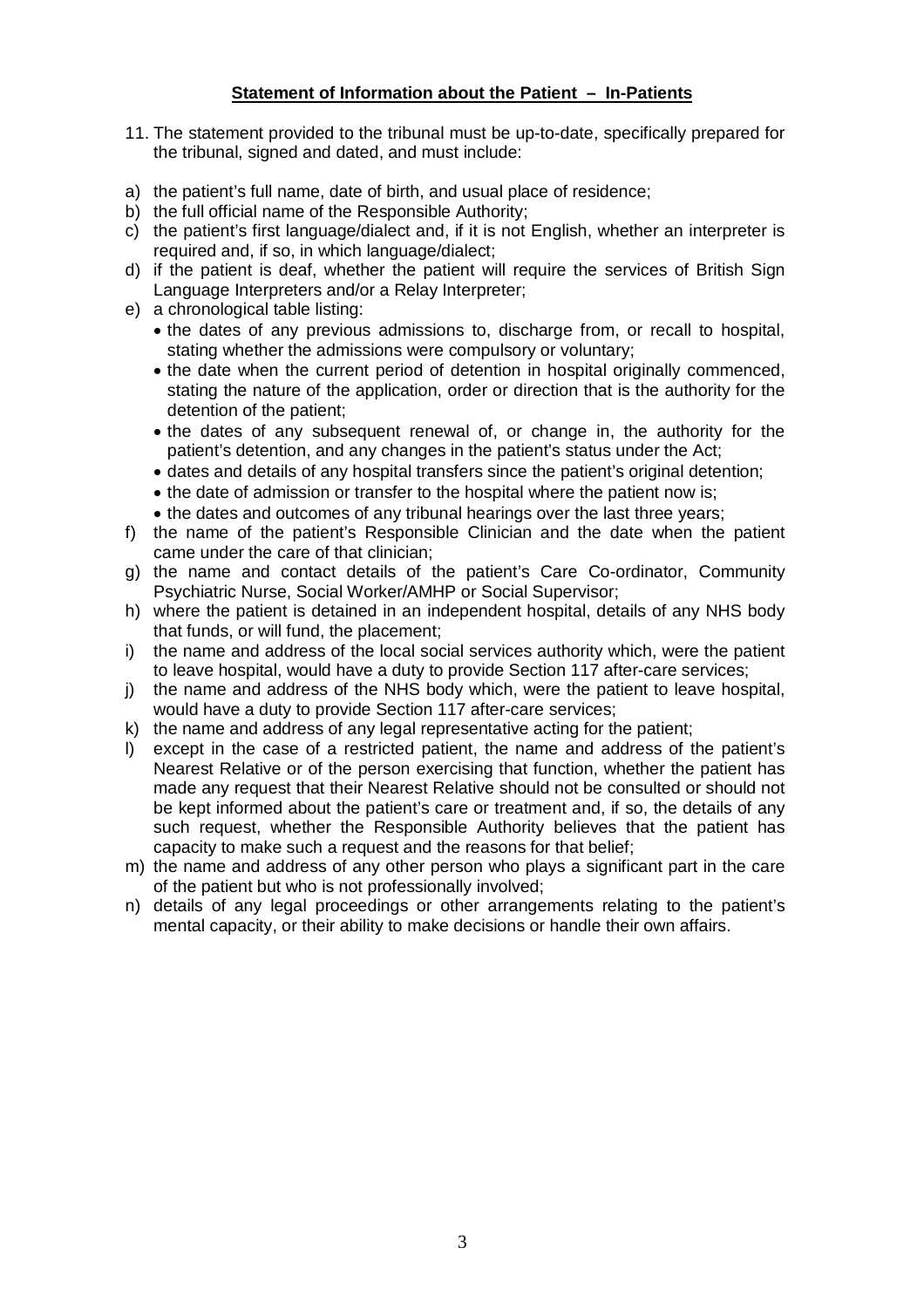**Statement of Information about the Patient – In-Patients**

11. The statement provided to the tribunal must be up-to-date, specifically prepared for the tribunal, signed and dated, and must include:

a) the patient's full name, date of birth, and usual place of residence;
b) the full official name of the Responsible Authority;
c) the patient's first language/dialect and, if it is not English, whether an interpreter is required and, if so, in which language/dialect;
d) if the patient is deaf, whether the patient will require the services of British Sign Language Interpreters and/or a Relay Interpreter;
e) a chronological table listing:
   - the dates of any previous admissions to, discharge from, or recall to hospital, stating whether the admissions were compulsory or voluntary;
   - the date when the current period of detention in hospital originally commenced, stating the nature of the application, order or direction that is the authority for the detention of the patient;
   - the dates of any subsequent renewal of, or change in, the authority for the patient's detention, and any changes in the patient's status under the Act;
   - dates and details of any hospital transfers since the patient's original detention;
   - the date of admission or transfer to the hospital where the patient now is;
   - the dates and outcomes of any tribunal hearings over the last three years;
f) the name of the patient's Responsible Clinician and the date when the patient came under the care of that clinician;
g) the name and contact details of the patient's Care Co-ordinator, Community Psychiatric Nurse, Social Worker/AMHP or Social Supervisor;
h) where the patient is detained in an independent hospital, details of any NHS body that funds, or will fund, the placement;
i) the name and address of the local social services authority which, were the patient to leave hospital, would have a duty to provide Section 117 after-care services;
j) the name and address of the NHS body which, were the patient to leave hospital, would have a duty to provide Section 117 after-care services;
k) the name and address of any legal representative acting for the patient;
l) except in the case of a restricted patient, the name and address of the patient's Nearest Relative or of the person exercising that function, whether the patient has made any request that their Nearest Relative should not be consulted or should not be kept informed about the patient's care or treatment and, if so, the details of any such request, whether the Responsible Authority believes that the patient has capacity to make such a request and the reasons for that belief;
m) the name and address of any other person who plays a significant part in the care of the patient but who is not professionally involved;
n) details of any legal proceedings or other arrangements relating to the patient's mental capacity, or their ability to make decisions or handle their own affairs.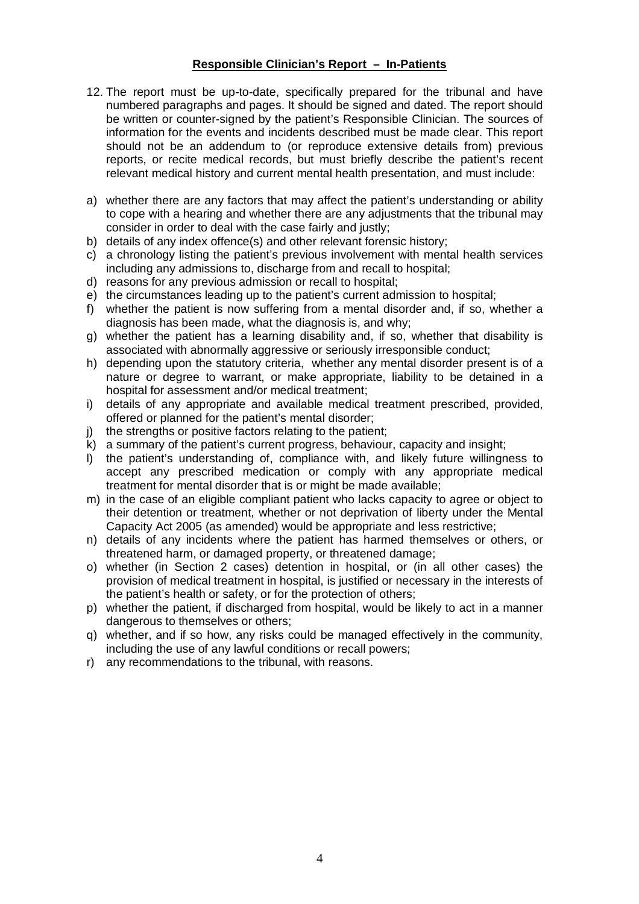## **Responsible Clinician's Report – In-Patients**

12. The report must be up-to-date, specifically prepared for the tribunal and have numbered paragraphs and pages. It should be signed and dated. The report should be written or counter-signed by the patient's Responsible Clinician. The sources of information for the events and incidents described must be made clear. This report should not be an addendum to (or reproduce extensive details from) previous reports, or recite medical records, but must briefly describe the patient's recent relevant medical history and current mental health presentation, and must include:

a) whether there are any factors that may affect the patient's understanding or ability to cope with a hearing and whether there are any adjustments that the tribunal may consider in order to deal with the case fairly and justly;
b) details of any index offence(s) and other relevant forensic history;
c) a chronology listing the patient's previous involvement with mental health services including any admissions to, discharge from and recall to hospital;
d) reasons for any previous admission or recall to hospital;
e) the circumstances leading up to the patient's current admission to hospital;
f) whether the patient is now suffering from a mental disorder and, if so, whether a diagnosis has been made, what the diagnosis is, and why;
g) whether the patient has a learning disability and, if so, whether that disability is associated with abnormally aggressive or seriously irresponsible conduct;
h) depending upon the statutory criteria, whether any mental disorder present is of a nature or degree to warrant, or make appropriate, liability to be detained in a hospital for assessment and/or medical treatment;
i) details of any appropriate and available medical treatment prescribed, provided, offered or planned for the patient's mental disorder;
j) the strengths or positive factors relating to the patient;
k) a summary of the patient's current progress, behaviour, capacity and insight;
l) the patient's understanding of, compliance with, and likely future willingness to accept any prescribed medication or comply with any appropriate medical treatment for mental disorder that is or might be made available;
m) in the case of an eligible compliant patient who lacks capacity to agree or object to their detention or treatment, whether or not deprivation of liberty under the Mental Capacity Act 2005 (as amended) would be appropriate and less restrictive;
n) details of any incidents where the patient has harmed themselves or others, or threatened harm, or damaged property, or threatened damage;
o) whether (in Section 2 cases) detention in hospital, or (in all other cases) the provision of medical treatment in hospital, is justified or necessary in the interests of the patient's health or safety, or for the protection of others;
p) whether the patient, if discharged from hospital, would be likely to act in a manner dangerous to themselves or others;
q) whether, and if so how, any risks could be managed effectively in the community, including the use of any lawful conditions or recall powers;
r) any recommendations to the tribunal, with reasons.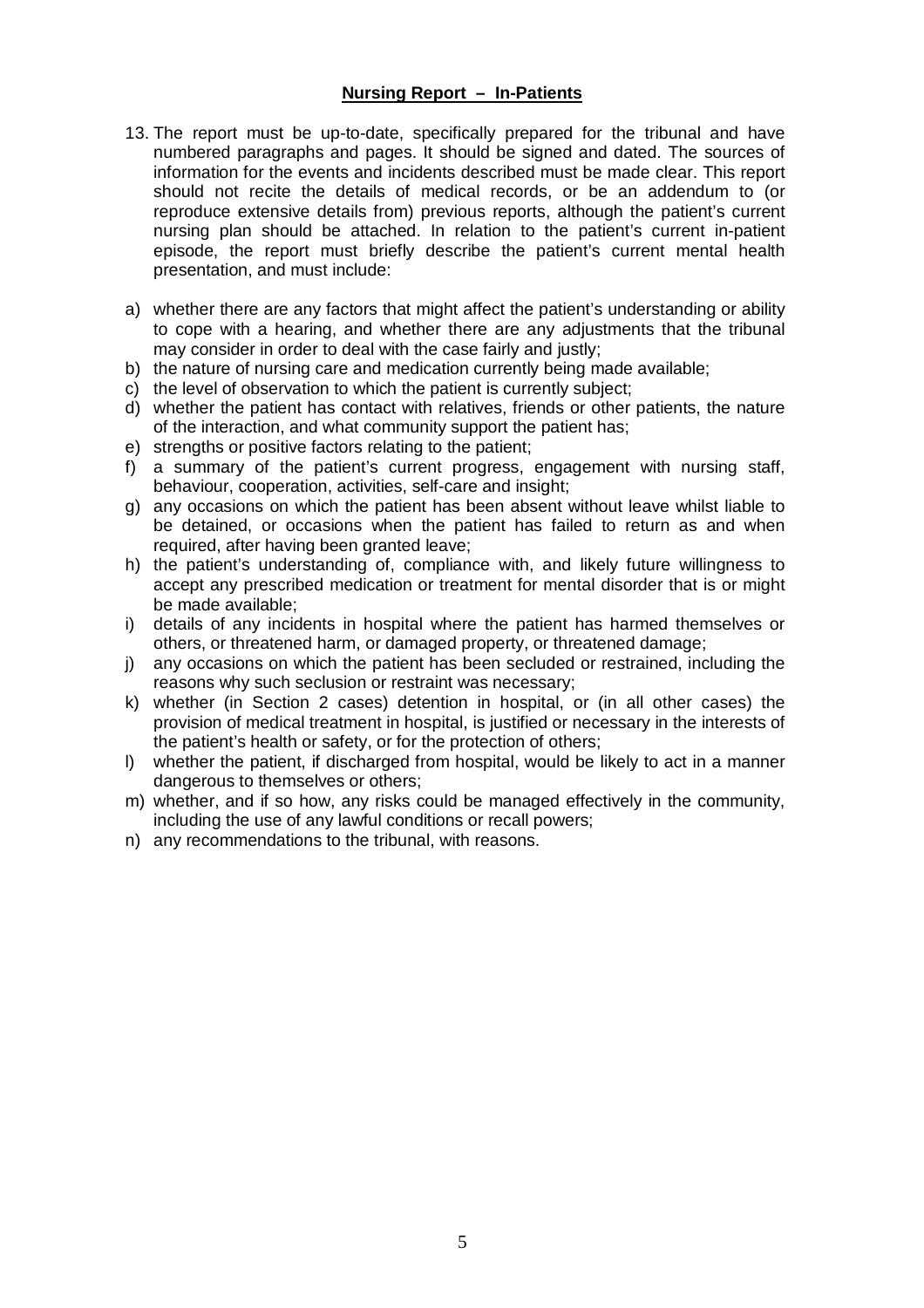**Nursing Report – In-Patients**

13. The report must be up-to-date, specifically prepared for the tribunal and have numbered paragraphs and pages. It should be signed and dated. The sources of information for the events and incidents described must be made clear. This report should not recite the details of medical records, or be an addendum to (or reproduce extensive details from) previous reports, although the patient's current nursing plan should be attached. In relation to the patient's current in-patient episode, the report must briefly describe the patient's current mental health presentation, and must include:

a) whether there are any factors that might affect the patient's understanding or ability to cope with a hearing, and whether there are any adjustments that the tribunal may consider in order to deal with the case fairly and justly;
b) the nature of nursing care and medication currently being made available;
c) the level of observation to which the patient is currently subject;
d) whether the patient has contact with relatives, friends or other patients, the nature of the interaction, and what community support the patient has;
e) strengths or positive factors relating to the patient;
f) a summary of the patient's current progress, engagement with nursing staff, behaviour, cooperation, activities, self-care and insight;
g) any occasions on which the patient has been absent without leave whilst liable to be detained, or occasions when the patient has failed to return as and when required, after having been granted leave;
h) the patient's understanding of, compliance with, and likely future willingness to accept any prescribed medication or treatment for mental disorder that is or might be made available;
i) details of any incidents in hospital where the patient has harmed themselves or others, or threatened harm, or damaged property, or threatened damage;
j) any occasions on which the patient has been secluded or restrained, including the reasons why such seclusion or restraint was necessary;
k) whether (in Section 2 cases) detention in hospital, or (in all other cases) the provision of medical treatment in hospital, is justified or necessary in the interests of the patient's health or safety, or for the protection of others;
l) whether the patient, if discharged from hospital, would be likely to act in a manner dangerous to themselves or others;
m) whether, and if so how, any risks could be managed effectively in the community, including the use of any lawful conditions or recall powers;
n) any recommendations to the tribunal, with reasons.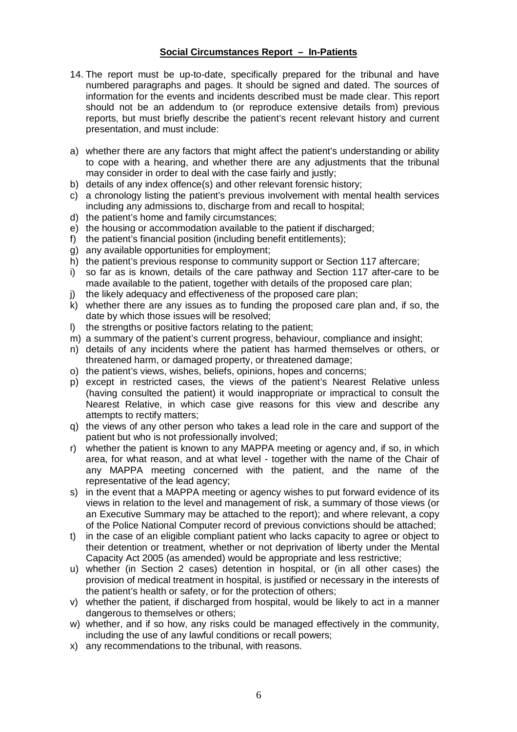## Social Circumstances Report – In-Patients

14. The report must be up-to-date, specifically prepared for the tribunal and have numbered paragraphs and pages. It should be signed and dated. The sources of information for the events and incidents described must be made clear. This report should not be an addendum to (or reproduce extensive details from) previous reports, but must briefly describe the patient's recent relevant history and current presentation, and must include:

a) whether there are any factors that might affect the patient's understanding or ability to cope with a hearing, and whether there are any adjustments that the tribunal may consider in order to deal with the case fairly and justly;
b) details of any index offence(s) and other relevant forensic history;
c) a chronology listing the patient's previous involvement with mental health services including any admissions to, discharge from and recall to hospital;
d) the patient's home and family circumstances;
e) the housing or accommodation available to the patient if discharged;
f) the patient's financial position (including benefit entitlements);
g) any available opportunities for employment;
h) the patient's previous response to community support or Section 117 aftercare;
i) so far as is known, details of the care pathway and Section 117 after-care to be made available to the patient, together with details of the proposed care plan;
j) the likely adequacy and effectiveness of the proposed care plan;
k) whether there are any issues as to funding the proposed care plan and, if so, the date by which those issues will be resolved;
l) the strengths or positive factors relating to the patient;
m) a summary of the patient's current progress, behaviour, compliance and insight;
n) details of any incidents where the patient has harmed themselves or others, or threatened harm, or damaged property, or threatened damage;
o) the patient's views, wishes, beliefs, opinions, hopes and concerns;
p) except in restricted cases, the views of the patient's Nearest Relative unless (having consulted the patient) it would inappropriate or impractical to consult the Nearest Relative, in which case give reasons for this view and describe any attempts to rectify matters;
q) the views of any other person who takes a lead role in the care and support of the patient but who is not professionally involved;
r) whether the patient is known to any MAPPA meeting or agency and, if so, in which area, for what reason, and at what level - together with the name of the Chair of any MAPPA meeting concerned with the patient, and the name of the representative of the lead agency;
s) in the event that a MAPPA meeting or agency wishes to put forward evidence of its views in relation to the level and management of risk, a summary of those views (or an Executive Summary may be attached to the report); and where relevant, a copy of the Police National Computer record of previous convictions should be attached;
t) in the case of an eligible compliant patient who lacks capacity to agree or object to their detention or treatment, whether or not deprivation of liberty under the Mental Capacity Act 2005 (as amended) would be appropriate and less restrictive;
u) whether (in Section 2 cases) detention in hospital, or (in all other cases) the provision of medical treatment in hospital, is justified or necessary in the interests of the patient's health or safety, or for the protection of others;
v) whether the patient, if discharged from hospital, would be likely to act in a manner dangerous to themselves or others;
w) whether, and if so how, any risks could be managed effectively in the community, including the use of any lawful conditions or recall powers;
x) any recommendations to the tribunal, with reasons.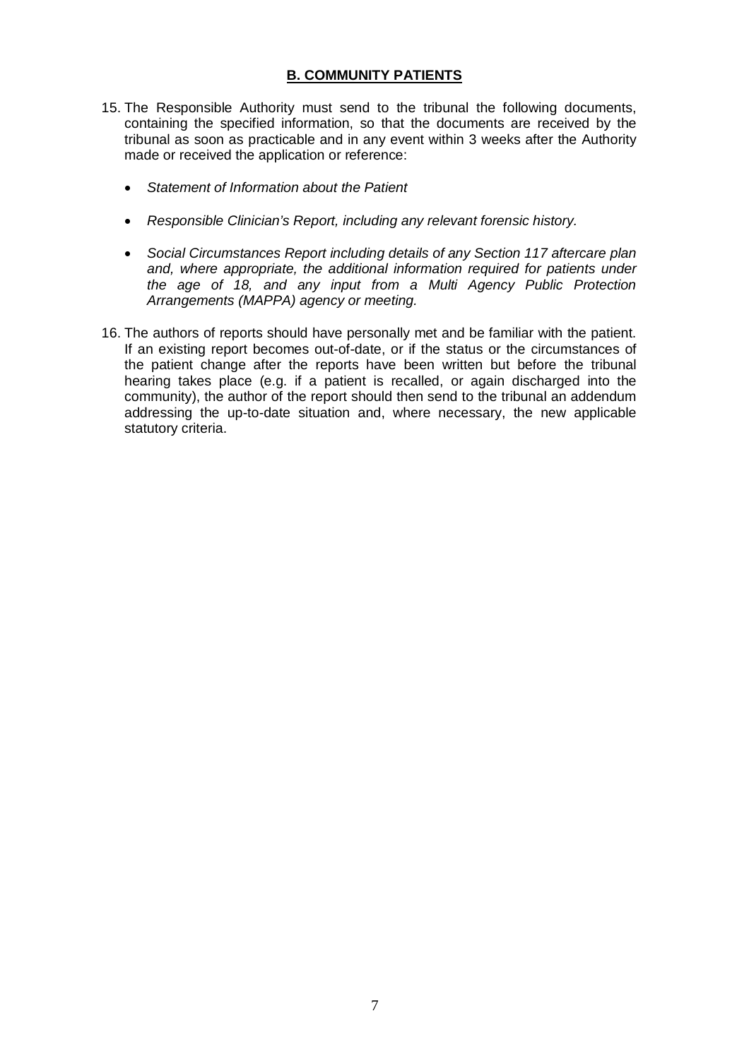## **B. COMMUNITY PATIENTS**

15. The Responsible Authority must send to the tribunal the following documents, containing the specified information, so that the documents are received by the tribunal as soon as practicable and in any event within 3 weeks after the Authority made or received the application or reference:

    - *Statement of Information about the Patient*
    - *Responsible Clinician's Report, including any relevant forensic history.*
    - *Social Circumstances Report including details of any Section 117 aftercare plan and, where appropriate, the additional information required for patients under the age of 18, and any input from a Multi Agency Public Protection Arrangements (MAPPA) agency or meeting.*

16. The authors of reports should have personally met and be familiar with the patient. If an existing report becomes out-of-date, or if the status or the circumstances of the patient change after the reports have been written but before the tribunal hearing takes place (e.g. if a patient is recalled, or again discharged into the community), the author of the report should then send to the tribunal an addendum addressing the up-to-date situation and, where necessary, the new applicable statutory criteria.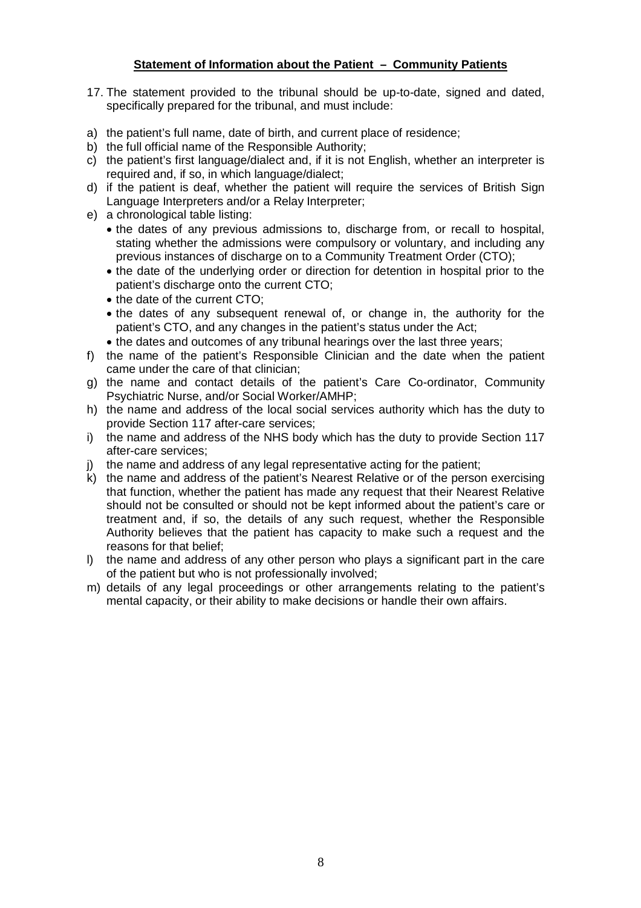## Statement of Information about the Patient – Community Patients

17. The statement provided to the tribunal should be up-to-date, signed and dated, specifically prepared for the tribunal, and must include:

a) the patient's full name, date of birth, and current place of residence;
b) the full official name of the Responsible Authority;
c) the patient's first language/dialect and, if it is not English, whether an interpreter is required and, if so, in which language/dialect;
d) if the patient is deaf, whether the patient will require the services of British Sign Language Interpreters and/or a Relay Interpreter;
e) a chronological table listing:
   - the dates of any previous admissions to, discharge from, or recall to hospital, stating whether the admissions were compulsory or voluntary, and including any previous instances of discharge on to a Community Treatment Order (CTO);
   - the date of the underlying order or direction for detention in hospital prior to the patient's discharge onto the current CTO;
   - the date of the current CTO;
   - the dates of any subsequent renewal of, or change in, the authority for the patient's CTO, and any changes in the patient's status under the Act;
   - the dates and outcomes of any tribunal hearings over the last three years;
f) the name of the patient's Responsible Clinician and the date when the patient came under the care of that clinician;
g) the name and contact details of the patient's Care Co-ordinator, Community Psychiatric Nurse, and/or Social Worker/AMHP;
h) the name and address of the local social services authority which has the duty to provide Section 117 after-care services;
i) the name and address of the NHS body which has the duty to provide Section 117 after-care services;
j) the name and address of any legal representative acting for the patient;
k) the name and address of the patient's Nearest Relative or of the person exercising that function, whether the patient has made any request that their Nearest Relative should not be consulted or should not be kept informed about the patient's care or treatment and, if so, the details of any such request, whether the Responsible Authority believes that the patient has capacity to make such a request and the reasons for that belief;
l) the name and address of any other person who plays a significant part in the care of the patient but who is not professionally involved;
m) details of any legal proceedings or other arrangements relating to the patient's mental capacity, or their ability to make decisions or handle their own affairs.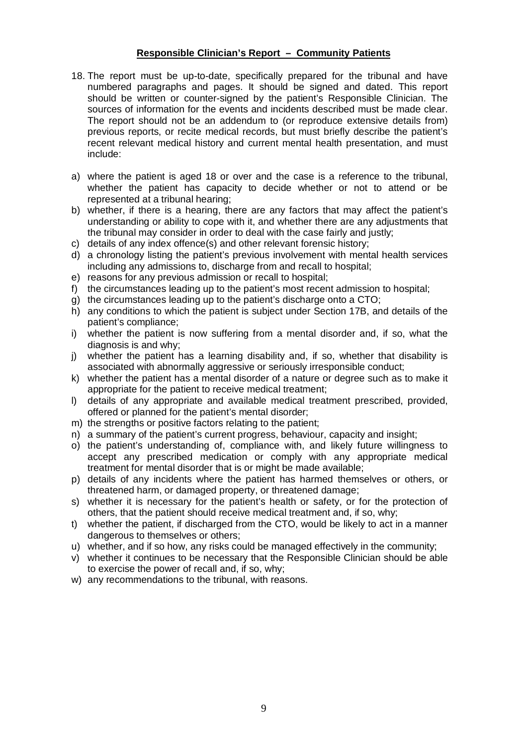**Responsible Clinician's Report – Community Patients**

18. The report must be up-to-date, specifically prepared for the tribunal and have numbered paragraphs and pages. It should be signed and dated. This report should be written or counter-signed by the patient's Responsible Clinician. The sources of information for the events and incidents described must be made clear. The report should not be an addendum to (or reproduce extensive details from) previous reports, or recite medical records, but must briefly describe the patient's recent relevant medical history and current mental health presentation, and must include:

a) where the patient is aged 18 or over and the case is a reference to the tribunal, whether the patient has capacity to decide whether or not to attend or be represented at a tribunal hearing;
b) whether, if there is a hearing, there are any factors that may affect the patient's understanding or ability to cope with it, and whether there are any adjustments that the tribunal may consider in order to deal with the case fairly and justly;
c) details of any index offence(s) and other relevant forensic history;
d) a chronology listing the patient's previous involvement with mental health services including any admissions to, discharge from and recall to hospital;
e) reasons for any previous admission or recall to hospital;
f) the circumstances leading up to the patient's most recent admission to hospital;
g) the circumstances leading up to the patient's discharge onto a CTO;
h) any conditions to which the patient is subject under Section 17B, and details of the patient's compliance;
i) whether the patient is now suffering from a mental disorder and, if so, what the diagnosis is and why;
j) whether the patient has a learning disability and, if so, whether that disability is associated with abnormally aggressive or seriously irresponsible conduct;
k) whether the patient has a mental disorder of a nature or degree such as to make it appropriate for the patient to receive medical treatment;
l) details of any appropriate and available medical treatment prescribed, provided, offered or planned for the patient's mental disorder;
m) the strengths or positive factors relating to the patient;
n) a summary of the patient's current progress, behaviour, capacity and insight;
o) the patient's understanding of, compliance with, and likely future willingness to accept any prescribed medication or comply with any appropriate medical treatment for mental disorder that is or might be made available;
p) details of any incidents where the patient has harmed themselves or others, or threatened harm, or damaged property, or threatened damage;
s) whether it is necessary for the patient's health or safety, or for the protection of others, that the patient should receive medical treatment and, if so, why;
t) whether the patient, if discharged from the CTO, would be likely to act in a manner dangerous to themselves or others;
u) whether, and if so how, any risks could be managed effectively in the community;
v) whether it continues to be necessary that the Responsible Clinician should be able to exercise the power of recall and, if so, why;
w) any recommendations to the tribunal, with reasons.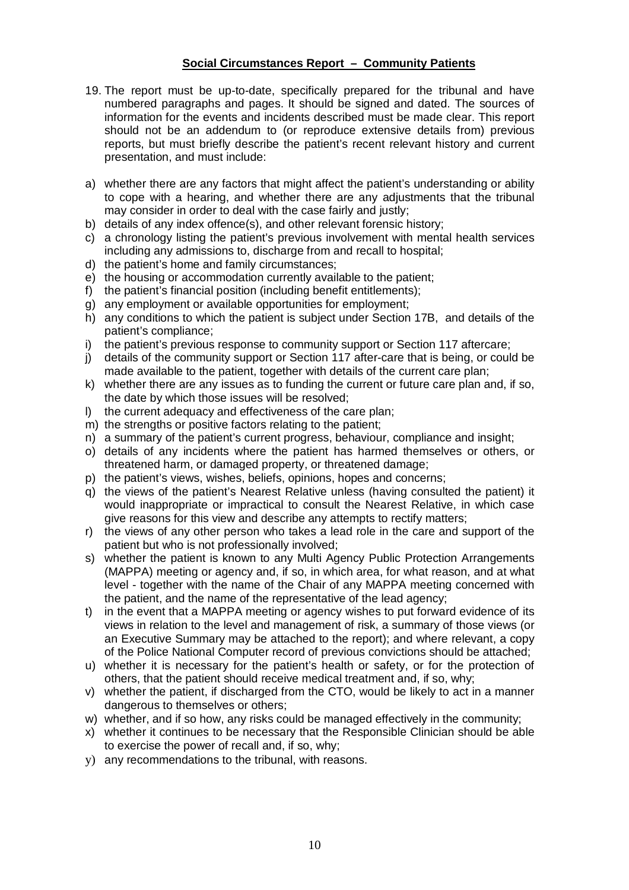## **Social Circumstances Report – Community Patients**

19. The report must be up-to-date, specifically prepared for the tribunal and have numbered paragraphs and pages. It should be signed and dated. The sources of information for the events and incidents described must be made clear. This report should not be an addendum to (or reproduce extensive details from) previous reports, but must briefly describe the patient's recent relevant history and current presentation, and must include:

a) whether there are any factors that might affect the patient's understanding or ability to cope with a hearing, and whether there are any adjustments that the tribunal may consider in order to deal with the case fairly and justly;
b) details of any index offence(s), and other relevant forensic history;
c) a chronology listing the patient's previous involvement with mental health services including any admissions to, discharge from and recall to hospital;
d) the patient's home and family circumstances;
e) the housing or accommodation currently available to the patient;
f) the patient's financial position (including benefit entitlements);
g) any employment or available opportunities for employment;
h) any conditions to which the patient is subject under Section 17B, and details of the patient's compliance;
i) the patient's previous response to community support or Section 117 aftercare;
j) details of the community support or Section 117 after-care that is being, or could be made available to the patient, together with details of the current care plan;
k) whether there are any issues as to funding the current or future care plan and, if so, the date by which those issues will be resolved;
l) the current adequacy and effectiveness of the care plan;
m) the strengths or positive factors relating to the patient;
n) a summary of the patient's current progress, behaviour, compliance and insight;
o) details of any incidents where the patient has harmed themselves or others, or threatened harm, or damaged property, or threatened damage;
p) the patient's views, wishes, beliefs, opinions, hopes and concerns;
q) the views of the patient's Nearest Relative unless (having consulted the patient) it would inappropriate or impractical to consult the Nearest Relative, in which case give reasons for this view and describe any attempts to rectify matters;
r) the views of any other person who takes a lead role in the care and support of the patient but who is not professionally involved;
s) whether the patient is known to any Multi Agency Public Protection Arrangements (MAPPA) meeting or agency and, if so, in which area, for what reason, and at what level - together with the name of the Chair of any MAPPA meeting concerned with the patient, and the name of the representative of the lead agency;
t) in the event that a MAPPA meeting or agency wishes to put forward evidence of its views in relation to the level and management of risk, a summary of those views (or an Executive Summary may be attached to the report); and where relevant, a copy of the Police National Computer record of previous convictions should be attached;
u) whether it is necessary for the patient's health or safety, or for the protection of others, that the patient should receive medical treatment and, if so, why;
v) whether the patient, if discharged from the CTO, would be likely to act in a manner dangerous to themselves or others;
w) whether, and if so how, any risks could be managed effectively in the community;
x) whether it continues to be necessary that the Responsible Clinician should be able to exercise the power of recall and, if so, why;
y) any recommendations to the tribunal, with reasons.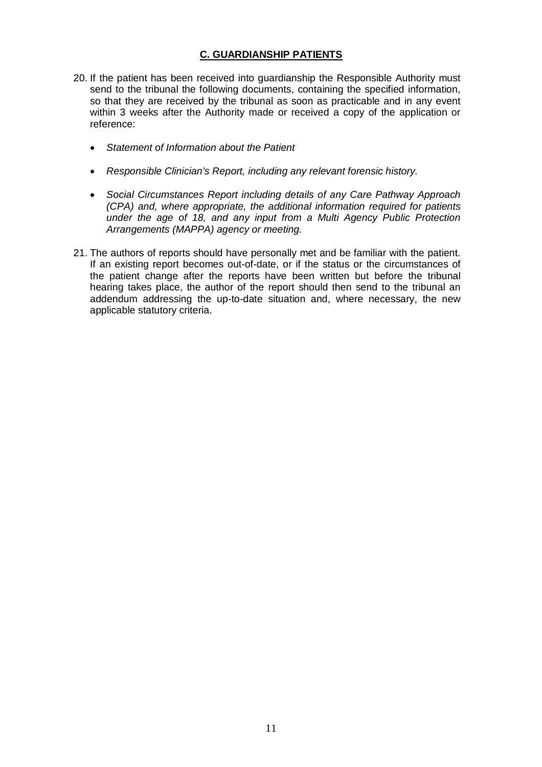## **C. GUARDIANSHIP PATIENTS**

20. If the patient has been received into guardianship the Responsible Authority must send to the tribunal the following documents, containing the specified information, so that they are received by the tribunal as soon as practicable and in any event within 3 weeks after the Authority made or received a copy of the application or reference:

    - *Statement of Information about the Patient*
    - *Responsible Clinician's Report, including any relevant forensic history.*
    - *Social Circumstances Report including details of any Care Pathway Approach (CPA) and, where appropriate, the additional information required for patients under the age of 18, and any input from a Multi Agency Public Protection Arrangements (MAPPA) agency or meeting.*

21. The authors of reports should have personally met and be familiar with the patient. If an existing report becomes out-of-date, or if the status or the circumstances of the patient change after the reports have been written but before the tribunal hearing takes place, the author of the report should then send to the tribunal an addendum addressing the up-to-date situation and, where necessary, the new applicable statutory criteria.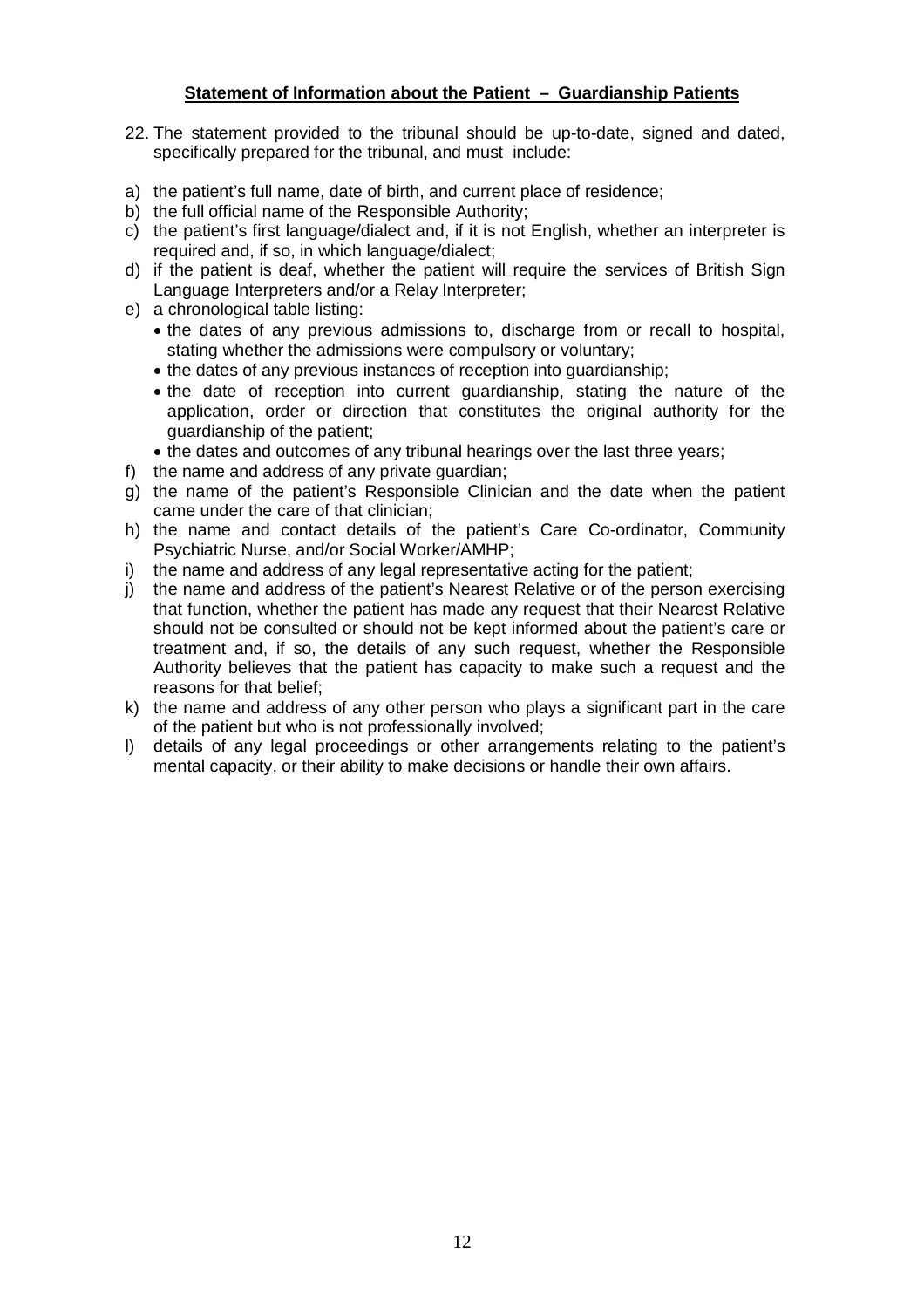## Statement of Information about the Patient – Guardianship Patients

22. The statement provided to the tribunal should be up-to-date, signed and dated, specifically prepared for the tribunal, and must include:

a) the patient's full name, date of birth, and current place of residence;
b) the full official name of the Responsible Authority;
c) the patient's first language/dialect and, if it is not English, whether an interpreter is required and, if so, in which language/dialect;
d) if the patient is deaf, whether the patient will require the services of British Sign Language Interpreters and/or a Relay Interpreter;
e) a chronological table listing:
   - the dates of any previous admissions to, discharge from or recall to hospital, stating whether the admissions were compulsory or voluntary;
   - the dates of any previous instances of reception into guardianship;
   - the date of reception into current guardianship, stating the nature of the application, order or direction that constitutes the original authority for the guardianship of the patient;
   - the dates and outcomes of any tribunal hearings over the last three years;
f) the name and address of any private guardian;
g) the name of the patient's Responsible Clinician and the date when the patient came under the care of that clinician;
h) the name and contact details of the patient's Care Co-ordinator, Community Psychiatric Nurse, and/or Social Worker/AMHP;
i) the name and address of any legal representative acting for the patient;
j) the name and address of the patient's Nearest Relative or of the person exercising that function, whether the patient has made any request that their Nearest Relative should not be consulted or should not be kept informed about the patient's care or treatment and, if so, the details of any such request, whether the Responsible Authority believes that the patient has capacity to make such a request and the reasons for that belief;
k) the name and address of any other person who plays a significant part in the care of the patient but who is not professionally involved;
l) details of any legal proceedings or other arrangements relating to the patient's mental capacity, or their ability to make decisions or handle their own affairs.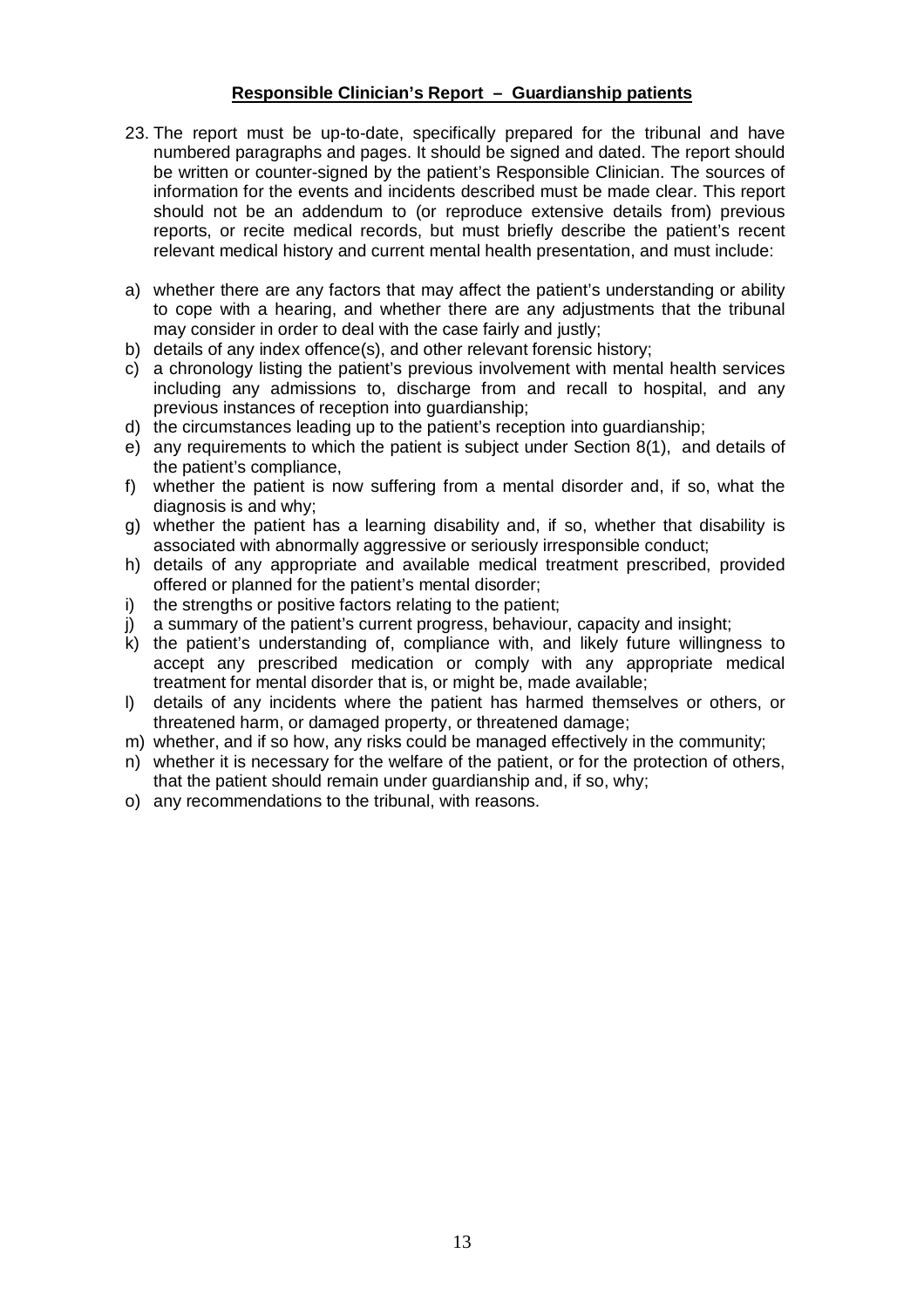**Responsible Clinician's Report – Guardianship patients**

23. The report must be up-to-date, specifically prepared for the tribunal and have numbered paragraphs and pages. It should be signed and dated. The report should be written or counter-signed by the patient's Responsible Clinician. The sources of information for the events and incidents described must be made clear. This report should not be an addendum to (or reproduce extensive details from) previous reports, or recite medical records, but must briefly describe the patient's recent relevant medical history and current mental health presentation, and must include:

a) whether there are any factors that may affect the patient's understanding or ability to cope with a hearing, and whether there are any adjustments that the tribunal may consider in order to deal with the case fairly and justly;
b) details of any index offence(s), and other relevant forensic history;
c) a chronology listing the patient's previous involvement with mental health services including any admissions to, discharge from and recall to hospital, and any previous instances of reception into guardianship;
d) the circumstances leading up to the patient's reception into guardianship;
e) any requirements to which the patient is subject under Section 8(1), and details of the patient's compliance,
f) whether the patient is now suffering from a mental disorder and, if so, what the diagnosis is and why;
g) whether the patient has a learning disability and, if so, whether that disability is associated with abnormally aggressive or seriously irresponsible conduct;
h) details of any appropriate and available medical treatment prescribed, provided offered or planned for the patient's mental disorder;
i) the strengths or positive factors relating to the patient;
j) a summary of the patient's current progress, behaviour, capacity and insight;
k) the patient's understanding of, compliance with, and likely future willingness to accept any prescribed medication or comply with any appropriate medical treatment for mental disorder that is, or might be, made available;
l) details of any incidents where the patient has harmed themselves or others, or threatened harm, or damaged property, or threatened damage;
m) whether, and if so how, any risks could be managed effectively in the community;
n) whether it is necessary for the welfare of the patient, or for the protection of others, that the patient should remain under guardianship and, if so, why;
o) any recommendations to the tribunal, with reasons.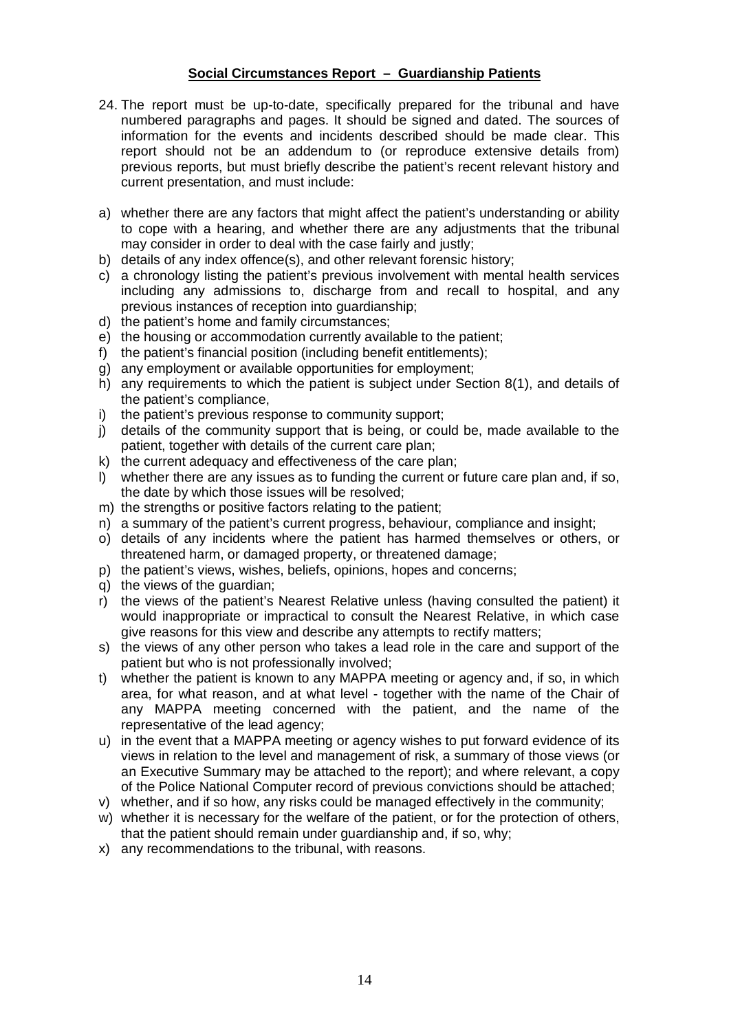**Social Circumstances Report – Guardianship Patients**

24. The report must be up-to-date, specifically prepared for the tribunal and have numbered paragraphs and pages. It should be signed and dated. The sources of information for the events and incidents described should be made clear. This report should not be an addendum to (or reproduce extensive details from) previous reports, but must briefly describe the patient's recent relevant history and current presentation, and must include:

a) whether there are any factors that might affect the patient's understanding or ability to cope with a hearing, and whether there are any adjustments that the tribunal may consider in order to deal with the case fairly and justly;
b) details of any index offence(s), and other relevant forensic history;
c) a chronology listing the patient's previous involvement with mental health services including any admissions to, discharge from and recall to hospital, and any previous instances of reception into guardianship;
d) the patient's home and family circumstances;
e) the housing or accommodation currently available to the patient;
f) the patient's financial position (including benefit entitlements);
g) any employment or available opportunities for employment;
h) any requirements to which the patient is subject under Section 8(1), and details of the patient's compliance,
i) the patient's previous response to community support;
j) details of the community support that is being, or could be, made available to the patient, together with details of the current care plan;
k) the current adequacy and effectiveness of the care plan;
l) whether there are any issues as to funding the current or future care plan and, if so, the date by which those issues will be resolved;
m) the strengths or positive factors relating to the patient;
n) a summary of the patient's current progress, behaviour, compliance and insight;
o) details of any incidents where the patient has harmed themselves or others, or threatened harm, or damaged property, or threatened damage;
p) the patient's views, wishes, beliefs, opinions, hopes and concerns;
q) the views of the guardian;
r) the views of the patient's Nearest Relative unless (having consulted the patient) it would inappropriate or impractical to consult the Nearest Relative, in which case give reasons for this view and describe any attempts to rectify matters;
s) the views of any other person who takes a lead role in the care and support of the patient but who is not professionally involved;
t) whether the patient is known to any MAPPA meeting or agency and, if so, in which area, for what reason, and at what level - together with the name of the Chair of any MAPPA meeting concerned with the patient, and the name of the representative of the lead agency;
u) in the event that a MAPPA meeting or agency wishes to put forward evidence of its views in relation to the level and management of risk, a summary of those views (or an Executive Summary may be attached to the report); and where relevant, a copy of the Police National Computer record of previous convictions should be attached;
v) whether, and if so how, any risks could be managed effectively in the community;
w) whether it is necessary for the welfare of the patient, or for the protection of others, that the patient should remain under guardianship and, if so, why;
x) any recommendations to the tribunal, with reasons.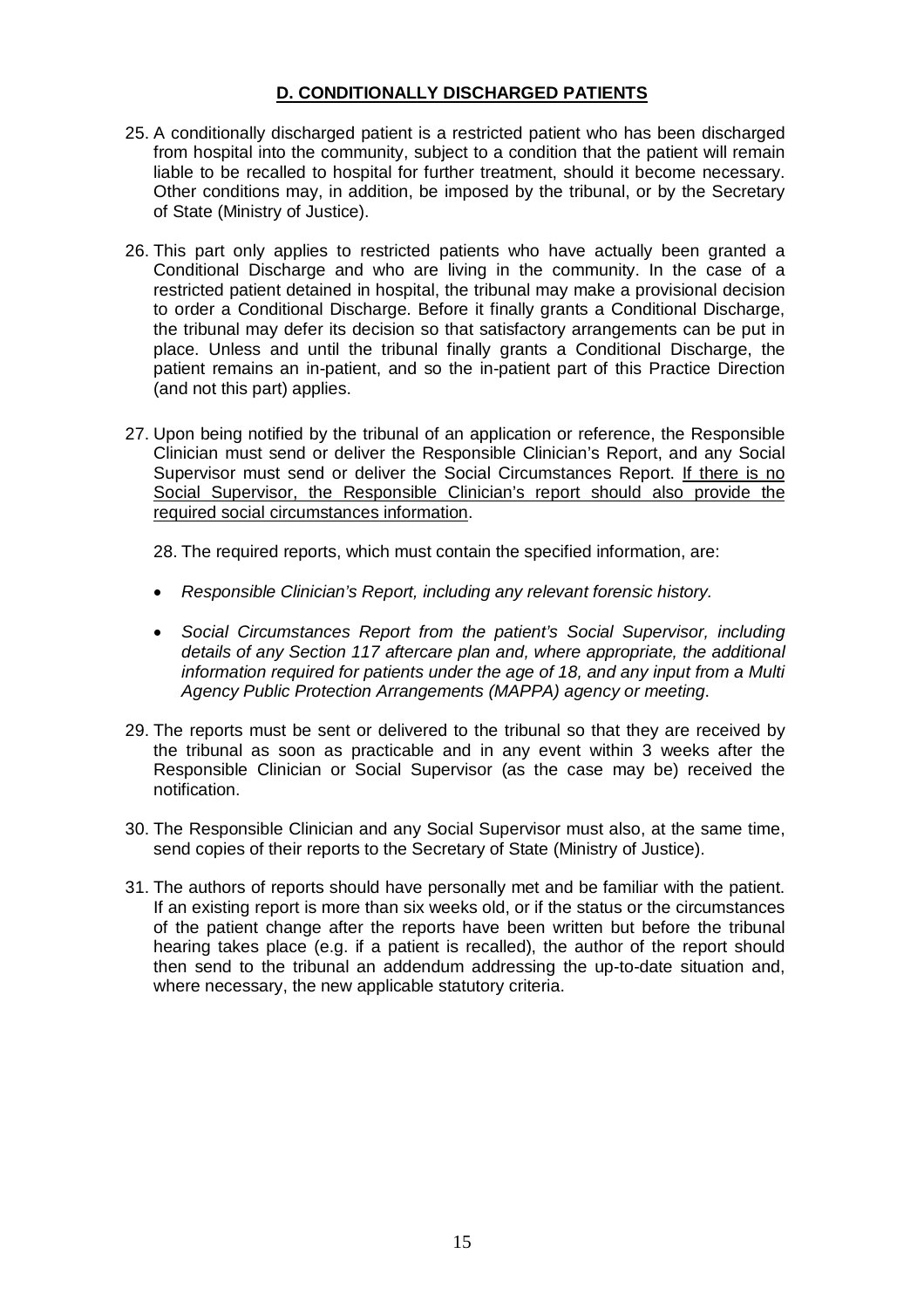## D. CONDITIONALLY DISCHARGED PATIENTS

25. A conditionally discharged patient is a restricted patient who has been discharged from hospital into the community, subject to a condition that the patient will remain liable to be recalled to hospital for further treatment, should it become necessary. Other conditions may, in addition, be imposed by the tribunal, or by the Secretary of State (Ministry of Justice).

26. This part only applies to restricted patients who have actually been granted a Conditional Discharge and who are living in the community. In the case of a restricted patient detained in hospital, the tribunal may make a provisional decision to order a Conditional Discharge. Before it finally grants a Conditional Discharge, the tribunal may defer its decision so that satisfactory arrangements can be put in place. Unless and until the tribunal finally grants a Conditional Discharge, the patient remains an in-patient, and so the in-patient part of this Practice Direction (and not this part) applies.

27. Upon being notified by the tribunal of an application or reference, the Responsible Clinician must send or deliver the Responsible Clinician's Report, and any Social Supervisor must send or deliver the Social Circumstances Report. <u>If there is no Social Supervisor, the Responsible Clinician's report should also provide the required social circumstances information</u>.

28. The required reports, which must contain the specified information, are:

- *Responsible Clinician's Report, including any relevant forensic history.*
- *Social Circumstances Report from the patient's Social Supervisor, including details of any Section 117 aftercare plan and, where appropriate, the additional information required for patients under the age of 18, and any input from a Multi Agency Public Protection Arrangements (MAPPA) agency or meeting*.

29. The reports must be sent or delivered to the tribunal so that they are received by the tribunal as soon as practicable and in any event within 3 weeks after the Responsible Clinician or Social Supervisor (as the case may be) received the notification.

30. The Responsible Clinician and any Social Supervisor must also, at the same time, send copies of their reports to the Secretary of State (Ministry of Justice).

31. The authors of reports should have personally met and be familiar with the patient. If an existing report is more than six weeks old, or if the status or the circumstances of the patient change after the reports have been written but before the tribunal hearing takes place (e.g. if a patient is recalled), the author of the report should then send to the tribunal an addendum addressing the up-to-date situation and, where necessary, the new applicable statutory criteria.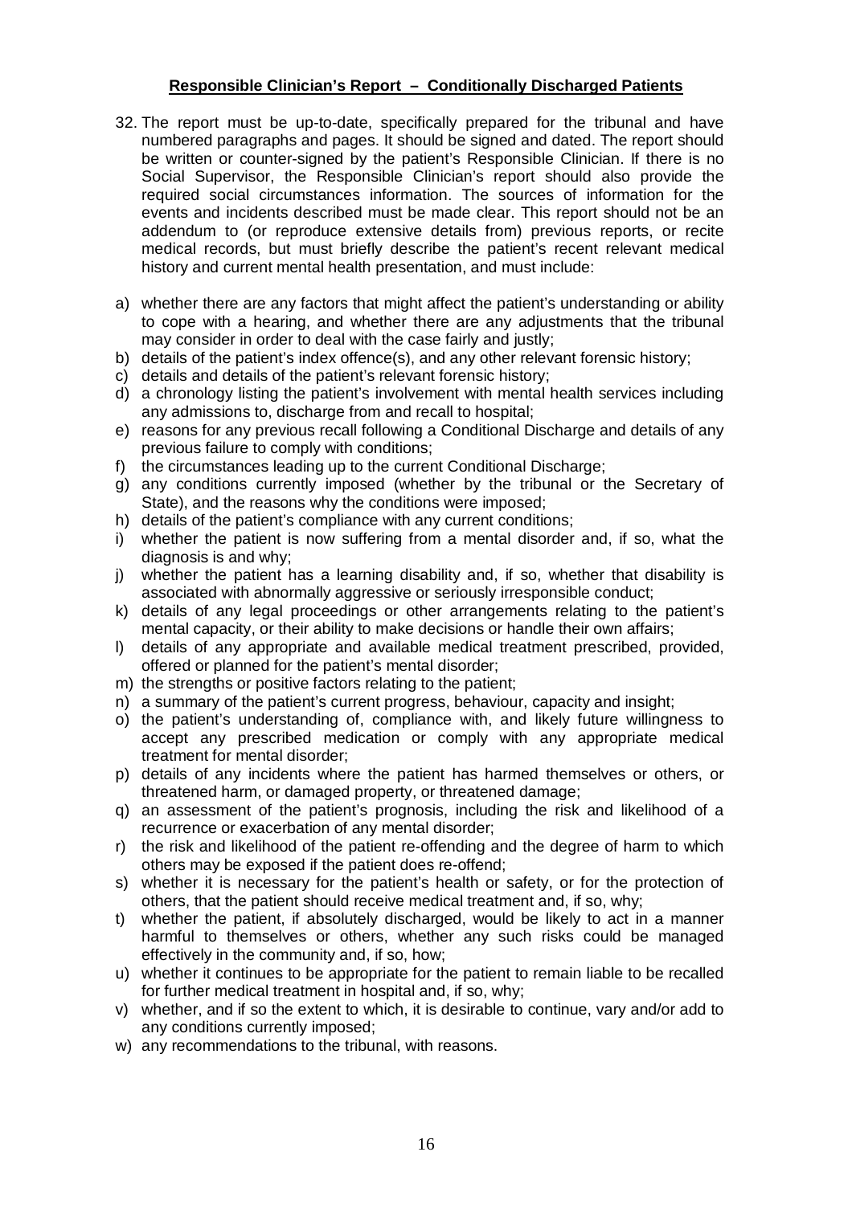## Responsible Clinician's Report – Conditionally Discharged Patients

32. The report must be up-to-date, specifically prepared for the tribunal and have numbered paragraphs and pages. It should be signed and dated. The report should be written or counter-signed by the patient's Responsible Clinician. If there is no Social Supervisor, the Responsible Clinician's report should also provide the required social circumstances information. The sources of information for the events and incidents described must be made clear. This report should not be an addendum to (or reproduce extensive details from) previous reports, or recite medical records, but must briefly describe the patient's recent relevant medical history and current mental health presentation, and must include:

a) whether there are any factors that might affect the patient's understanding or ability to cope with a hearing, and whether there are any adjustments that the tribunal may consider in order to deal with the case fairly and justly;
b) details of the patient's index offence(s), and any other relevant forensic history;
c) details and details of the patient's relevant forensic history;
d) a chronology listing the patient's involvement with mental health services including any admissions to, discharge from and recall to hospital;
e) reasons for any previous recall following a Conditional Discharge and details of any previous failure to comply with conditions;
f) the circumstances leading up to the current Conditional Discharge;
g) any conditions currently imposed (whether by the tribunal or the Secretary of State), and the reasons why the conditions were imposed;
h) details of the patient's compliance with any current conditions;
i) whether the patient is now suffering from a mental disorder and, if so, what the diagnosis is and why;
j) whether the patient has a learning disability and, if so, whether that disability is associated with abnormally aggressive or seriously irresponsible conduct;
k) details of any legal proceedings or other arrangements relating to the patient's mental capacity, or their ability to make decisions or handle their own affairs;
l) details of any appropriate and available medical treatment prescribed, provided, offered or planned for the patient's mental disorder;
m) the strengths or positive factors relating to the patient;
n) a summary of the patient's current progress, behaviour, capacity and insight;
o) the patient's understanding of, compliance with, and likely future willingness to accept any prescribed medication or comply with any appropriate medical treatment for mental disorder;
p) details of any incidents where the patient has harmed themselves or others, or threatened harm, or damaged property, or threatened damage;
q) an assessment of the patient's prognosis, including the risk and likelihood of a recurrence or exacerbation of any mental disorder;
r) the risk and likelihood of the patient re-offending and the degree of harm to which others may be exposed if the patient does re-offend;
s) whether it is necessary for the patient's health or safety, or for the protection of others, that the patient should receive medical treatment and, if so, why;
t) whether the patient, if absolutely discharged, would be likely to act in a manner harmful to themselves or others, whether any such risks could be managed effectively in the community and, if so, how;
u) whether it continues to be appropriate for the patient to remain liable to be recalled for further medical treatment in hospital and, if so, why;
v) whether, and if so the extent to which, it is desirable to continue, vary and/or add to any conditions currently imposed;
w) any recommendations to the tribunal, with reasons.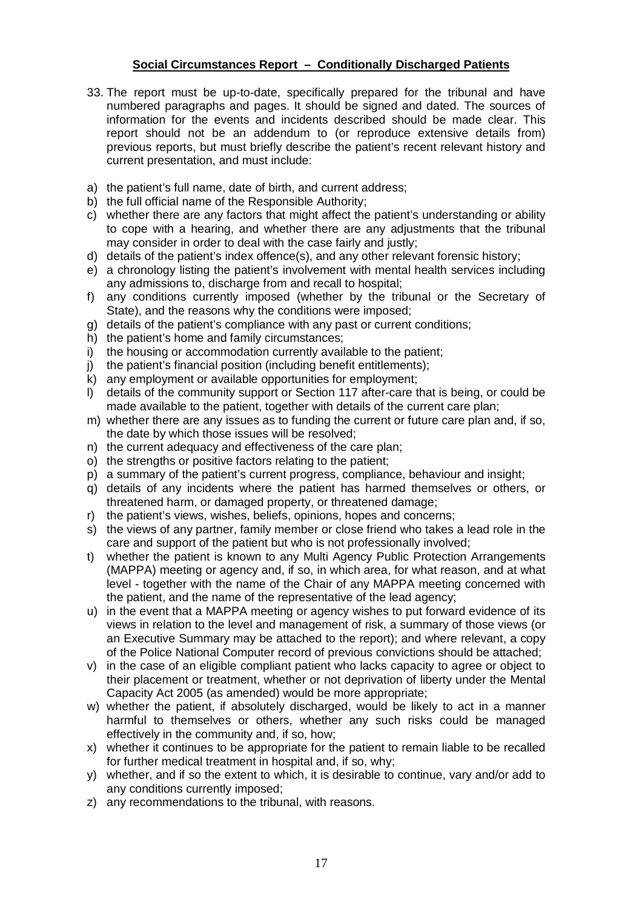## **Social Circumstances Report – Conditionally Discharged Patients**

33. The report must be up-to-date, specifically prepared for the tribunal and have numbered paragraphs and pages. It should be signed and dated. The sources of information for the events and incidents described should be made clear. This report should not be an addendum to (or reproduce extensive details from) previous reports, but must briefly describe the patient's recent relevant history and current presentation, and must include:

a) the patient's full name, date of birth, and current address;
b) the full official name of the Responsible Authority;
c) whether there are any factors that might affect the patient's understanding or ability to cope with a hearing, and whether there are any adjustments that the tribunal may consider in order to deal with the case fairly and justly;
d) details of the patient's index offence(s), and any other relevant forensic history;
e) a chronology listing the patient's involvement with mental health services including any admissions to, discharge from and recall to hospital;
f) any conditions currently imposed (whether by the tribunal or the Secretary of State), and the reasons why the conditions were imposed;
g) details of the patient's compliance with any past or current conditions;
h) the patient's home and family circumstances;
i) the housing or accommodation currently available to the patient;
j) the patient's financial position (including benefit entitlements);
k) any employment or available opportunities for employment;
l) details of the community support or Section 117 after-care that is being, or could be made available to the patient, together with details of the current care plan;
m) whether there are any issues as to funding the current or future care plan and, if so, the date by which those issues will be resolved;
n) the current adequacy and effectiveness of the care plan;
o) the strengths or positive factors relating to the patient;
p) a summary of the patient's current progress, compliance, behaviour and insight;
q) details of any incidents where the patient has harmed themselves or others, or threatened harm, or damaged property, or threatened damage;
r) the patient's views, wishes, beliefs, opinions, hopes and concerns;
s) the views of any partner, family member or close friend who takes a lead role in the care and support of the patient but who is not professionally involved;
t) whether the patient is known to any Multi Agency Public Protection Arrangements (MAPPA) meeting or agency and, if so, in which area, for what reason, and at what level - together with the name of the Chair of any MAPPA meeting concerned with the patient, and the name of the representative of the lead agency;
u) in the event that a MAPPA meeting or agency wishes to put forward evidence of its views in relation to the level and management of risk, a summary of those views (or an Executive Summary may be attached to the report); and where relevant, a copy of the Police National Computer record of previous convictions should be attached;
v) in the case of an eligible compliant patient who lacks capacity to agree or object to their placement or treatment, whether or not deprivation of liberty under the Mental Capacity Act 2005 (as amended) would be more appropriate;
w) whether the patient, if absolutely discharged, would be likely to act in a manner harmful to themselves or others, whether any such risks could be managed effectively in the community and, if so, how;
x) whether it continues to be appropriate for the patient to remain liable to be recalled for further medical treatment in hospital and, if so, why;
y) whether, and if so the extent to which, it is desirable to continue, vary and/or add to any conditions currently imposed;
z) any recommendations to the tribunal, with reasons.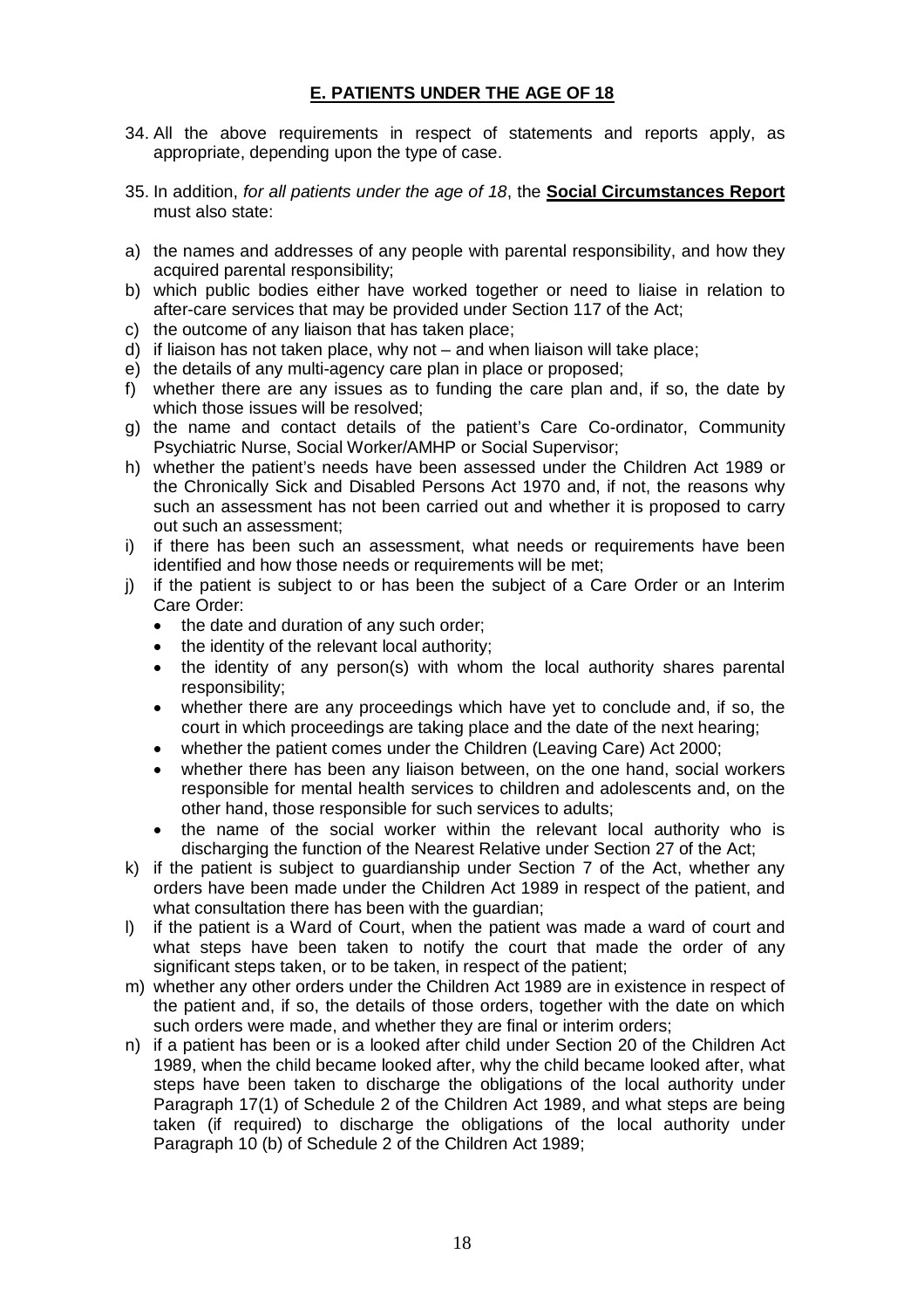## E. PATIENTS UNDER THE AGE OF 18

34. All the above requirements in respect of statements and reports apply, as appropriate, depending upon the type of case.

35. In addition, *for all patients under the age of 18*, the **Social Circumstances Report** must also state:

a) the names and addresses of any people with parental responsibility, and how they acquired parental responsibility;
b) which public bodies either have worked together or need to liaise in relation to after-care services that may be provided under Section 117 of the Act;
c) the outcome of any liaison that has taken place;
d) if liaison has not taken place, why not – and when liaison will take place;
e) the details of any multi-agency care plan in place or proposed;
f) whether there are any issues as to funding the care plan and, if so, the date by which those issues will be resolved;
g) the name and contact details of the patient's Care Co-ordinator, Community Psychiatric Nurse, Social Worker/AMHP or Social Supervisor;
h) whether the patient's needs have been assessed under the Children Act 1989 or the Chronically Sick and Disabled Persons Act 1970 and, if not, the reasons why such an assessment has not been carried out and whether it is proposed to carry out such an assessment;
i) if there has been such an assessment, what needs or requirements have been identified and how those needs or requirements will be met;
j) if the patient is subject to or has been the subject of a Care Order or an Interim Care Order:
    - the date and duration of any such order;
    - the identity of the relevant local authority;
    - the identity of any person(s) with whom the local authority shares parental responsibility;
    - whether there are any proceedings which have yet to conclude and, if so, the court in which proceedings are taking place and the date of the next hearing;
    - whether the patient comes under the Children (Leaving Care) Act 2000;
    - whether there has been any liaison between, on the one hand, social workers responsible for mental health services to children and adolescents and, on the other hand, those responsible for such services to adults;
    - the name of the social worker within the relevant local authority who is discharging the function of the Nearest Relative under Section 27 of the Act;
k) if the patient is subject to guardianship under Section 7 of the Act, whether any orders have been made under the Children Act 1989 in respect of the patient, and what consultation there has been with the guardian;
l) if the patient is a Ward of Court, when the patient was made a ward of court and what steps have been taken to notify the court that made the order of any significant steps taken, or to be taken, in respect of the patient;
m) whether any other orders under the Children Act 1989 are in existence in respect of the patient and, if so, the details of those orders, together with the date on which such orders were made, and whether they are final or interim orders;
n) if a patient has been or is a looked after child under Section 20 of the Children Act 1989, when the child became looked after, why the child became looked after, what steps have been taken to discharge the obligations of the local authority under Paragraph 17(1) of Schedule 2 of the Children Act 1989, and what steps are being taken (if required) to discharge the obligations of the local authority under Paragraph 10 (b) of Schedule 2 of the Children Act 1989;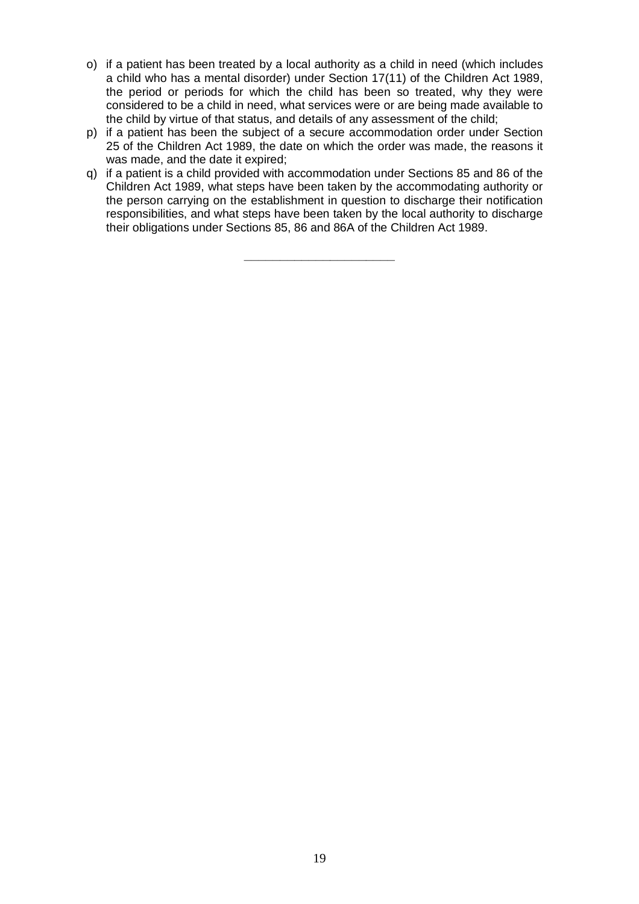o) if a patient has been treated by a local authority as a child in need (which includes a child who has a mental disorder) under Section 17(11) of the Children Act 1989, the period or periods for which the child has been so treated, why they were considered to be a child in need, what services were or are being made available to the child by virtue of that status, and details of any assessment of the child;
p) if a patient has been the subject of a secure accommodation order under Section 25 of the Children Act 1989, the date on which the order was made, the reasons it was made, and the date it expired;
q) if a patient is a child provided with accommodation under Sections 85 and 86 of the Children Act 1989, what steps have been taken by the accommodating authority or the person carrying on the establishment in question to discharge their notification responsibilities, and what steps have been taken by the local authority to discharge their obligations under Sections 85, 86 and 86A of the Children Act 1989.

---